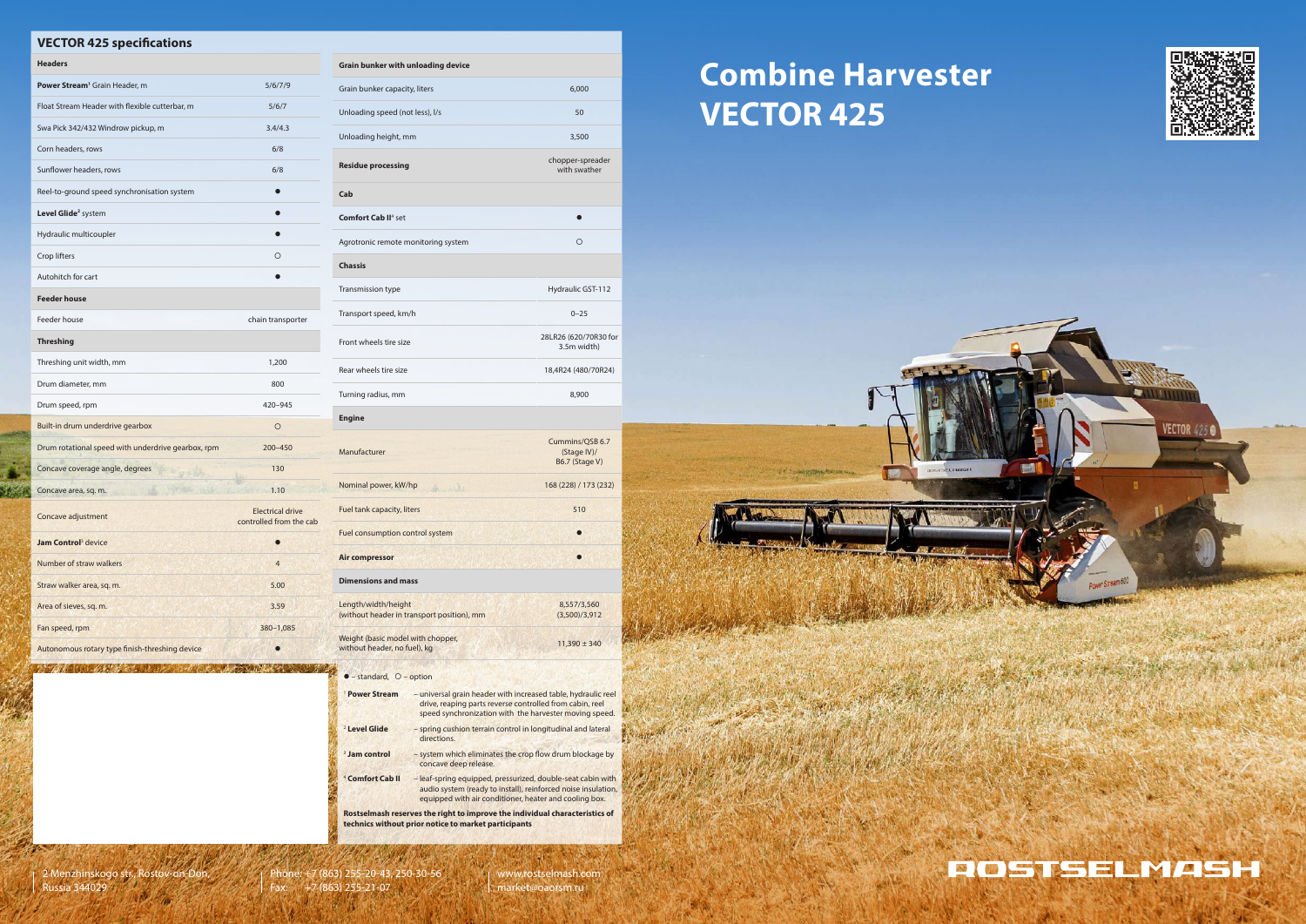# Combine Harvester VECTOR 425

## VECTOR 425 specifications

| Headers | |
|---|---|
| **Power Stream**[1] Grain Header, m | 5/6/7/9 |
| Float Stream Header with flexible cutterbar, m | 5/6/7 |
| Swa Pick 342/432 Windrow pickup, m | 3.4/4.3 |
| Corn headers, rows | 6/8 |
| Sunflower headers, rows | 6/8 |
| Reel-to-ground speed synchronisation system | ● |
| **Level Glide**[2] system | ● |
| Hydraulic multicoupler | ● |
| Crop lifters | ○ |
| Autohitch for cart | ● |
| **Feeder house** | |
| Feeder house | chain transporter |
| **Threshing** | |
| Threshing unit width, mm | 1,200 |
| Drum diameter, mm | 800 |
| Drum speed, rpm | 420–945 |
| Built-in drum underdrive gearbox | ○ |
| Drum rotational speed with underdrive gearbox, rpm | 200–450 |
| Concave coverage angle, degrees | 130 |
| Concave area, sq. m. | 1.10 |
| Concave adjustment | Electrical drive controlled from the cab |
| **Jam Control**[3] device | ● |
| Number of straw walkers | 4 |
| Straw walker area, sq. m. | 5.00 |
| Area of sieves, sq. m. | 3.59 |
| Fan speed, rpm | 380–1,085 |
| Autonomous rotary type finish-threshing device | ● |

| Grain bunker with unloading device | |
|---|---|
| Grain bunker capacity, liters | 6,000 |
| Unloading speed (not less), l/s | 50 |
| Unloading height, mm | 3,500 |
| **Residue processing** | chopper-spreader with swather |
| **Cab** | |
| **Comfort Cab II**[4] set | ● |
| Agrotronic remote monitoring system | ○ |
| **Chassis** | |
| Transmission type | Hydraulic GST-112 |
| Transport speed, km/h | 0–25 |
| Front wheels tire size | 28LR26 (620/70R30 for 3.5m width) |
| Rear wheels tire size | 18,4R24 (480/70R24) |
| Turning radius, mm | 8,900 |
| **Engine** | |
| Manufacturer | Cummins/QSB 6.7 (Stage IV)/ B6.7 (Stage V) |
| Nominal power, kW/hp | 168 (228) / 173 (232) |
| Fuel tank capacity, liters | 510 |
| Fuel consumption control system | ● |
| **Air compressor** | ● |
| **Dimensions and mass** | |
| Length/width/height (without header in transport position), mm | 8,557/3,560 (3,500)/3,912 |
| Weight (basic model with chopper, without header, no fuel), kg | 11,390 ± 340 |

● – standard, ○ – option

[1] **Power Stream** – universal grain header with increased table, hydraulic reel drive, reaping parts reverse controlled from cabin, reel speed synchronization with the harvester moving speed.

[2] **Level Glide** – spring cushion terrain control in longitudinal and lateral directions.

[3] **Jam control** – system which eliminates the crop flow drum blockage by concave deep release.

[4] **Comfort Cab II** – leaf-spring equipped, pressurized, double-seat cabin with audio system (ready to install), reinforced noise insulation, equipped with air conditioner, heater and cooling box.

**Rostselmash reserves the right to improve the individual characteristics of technics without prior notice to market participants**

ROSTSELMASH

2 Menzhinskogo str., Rostov-on-Don, Russia 344029

Phone: +7 (863) 255-20-43, 250-30-56
Fax: +7 (863) 255-21-07

www.rostselmash.com
market@oaorsm.ru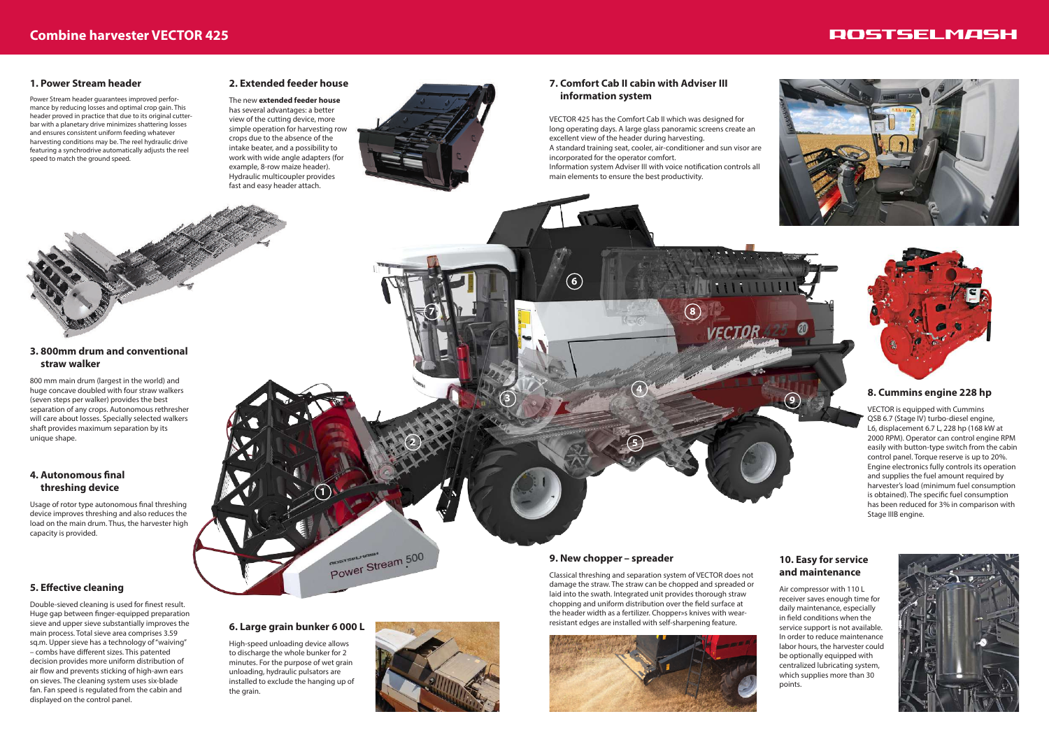# Combine harvester VECTOR 425

ROSTSELMASH

## 1. Power Stream header

Power Stream header guarantees improved performance by reducing losses and optimal crop gain. This header proved in practice that due to its original cutter-bar with a planetary drive minimizes shattering losses and ensures consistent uniform feeding whatever harvesting conditions may be. The reel hydraulic drive featuring a synchrodrive automatically adjusts the reel speed to match the ground speed.

## 2. Extended feeder house

The new **extended feeder house** has several advantages: a better view of the cutting device, more simple operation for harvesting row crops due to the absence of the intake beater, and a possibility to work with wide angle adapters (for example, 8-row maize header). Hydraulic multicoupler provides fast and easy header attach.

## 3. 800mm drum and conventional straw walker

800 mm main drum (largest in the world) and huge concave doubled with four straw walkers (seven steps per walker) provides the best separation of any crops. Autonomous rethresher will care about losses. Specially selected walkers shaft provides maximum separation by its unique shape.

## 4. Autonomous final threshing device

Usage of rotor type autonomous final threshing device improves threshing and also reduces the load on the main drum. Thus, the harvester high capacity is provided.

## 5. Effective cleaning

Double-sieved cleaning is used for finest result. Huge gap between finger-equipped preparation sieve and upper sieve substantially improves the main process. Total sieve area comprises 3.59 sq.m. Upper sieve has a technology of "waiving" – combs have different sizes. This patented decision provides more uniform distribution of air flow and prevents sticking of high-awn ears on sieves. The cleaning system uses six-blade fan. Fan speed is regulated from the cabin and displayed on the control panel.

## 6. Large grain bunker 6 000 L

High-speed unloading device allows to discharge the whole bunker for 2 minutes. For the purpose of wet grain unloading, hydraulic pulsators are installed to exclude the hanging up of the grain.

## 7. Comfort Cab II cabin with Adviser III information system

VECTOR 425 has the Comfort Cab II which was designed for long operating days. A large glass panoramic screens create an excellent view of the header during harvesting.
A standard training seat, cooler, air-conditioner and sun visor are incorporated for the operator comfort.
Information system Adviser III with voice notification controls all main elements to ensure the best productivity.

## 8. Cummins engine 228 hp

VECTOR is equipped with Cummins QSB 6.7 (Stage IV) turbo-diesel engine, L6, displacement 6.7 L, 228 hp (168 kW at 2000 RPM). Operator can control engine RPM easily with button-type switch from the cabin control panel. Torque reserve is up to 20%. Engine electronics fully controls its operation and supplies the fuel amount required by harvester's load (minimum fuel consumption is obtained). The specific fuel consumption has been reduced for 3% in comparison with Stage IIIB engine.

## 9. New chopper – spreader

Classical threshing and separation system of VECTOR does not damage the straw. The straw can be chopped and spreaded or laid into the swath. Integrated unit provides thorough straw chopping and uniform distribution over the field surface at the header width as a fertilizer. Chopper»s knives with wear-resistant edges are installed with self-sharpening feature.

## 10. Easy for service and maintenance

Air compressor with 110 L receiver saves enough time for daily maintenance, especially in field conditions when the service support is not available. In order to reduce maintenance labor hours, the harvester could be optionally equipped with centralized lubricating system, which supplies more than 30 points.